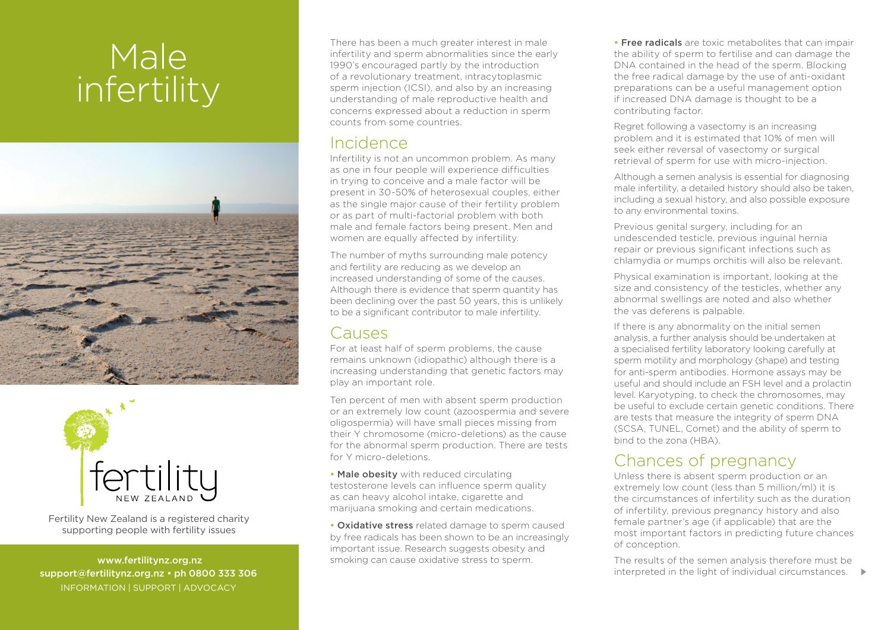# Male infertility

Fertility New Zealand is a registered charity supporting people with fertility issues

www.fertilitynz.org.nz
support@fertilitynz.org.nz • ph 0800 333 306
INFORMATION | SUPPORT | ADVOCACY

There has been a much greater interest in male infertility and sperm abnormalities since the early 1990's encouraged partly by the introduction of a revolutionary treatment, intracytoplasmic sperm injection (ICSI), and also by an increasing understanding of male reproductive health and concerns expressed about a reduction in sperm counts from some countries.

## Incidence

Infertility is not an uncommon problem. As many as one in four people will experience difficulties in trying to conceive and a male factor will be present in 30-50% of heterosexual couples, either as the single major cause of their fertility problem or as part of multi-factorial problem with both male and female factors being present. Men and women are equally affected by infertility.

The number of myths surrounding male potency and fertility are reducing as we develop an increased understanding of some of the causes. Although there is evidence that sperm quantity has been declining over the past 50 years, this is unlikely to be a significant contributor to male infertility.

## Causes

For at least half of sperm problems, the cause remains unknown (idiopathic) although there is a increasing understanding that genetic factors may play an important role.

Ten percent of men with absent sperm production or an extremely low count (azoospermia and severe oligospermia) will have small pieces missing from their Y chromosome (micro-deletions) as the cause for the abnormal sperm production. There are tests for Y micro-deletions.

- **Male obesity** with reduced circulating testosterone levels can influence sperm quality as can heavy alcohol intake, cigarette and marijuana smoking and certain medications.
- **Oxidative stress** related damage to sperm caused by free radicals has been shown to be an increasingly important issue. Research suggests obesity and smoking can cause oxidative stress to sperm.
- **Free radicals** are toxic metabolites that can impair the ability of sperm to fertilise and can damage the DNA contained in the head of the sperm. Blocking the free radical damage by the use of anti-oxidant preparations can be a useful management option if increased DNA damage is thought to be a contributing factor.

Regret following a vasectomy is an increasing problem and it is estimated that 10% of men will seek either reversal of vasectomy or surgical retrieval of sperm for use with micro-injection.

Although a semen analysis is essential for diagnosing male infertility, a detailed history should also be taken, including a sexual history, and also possible exposure to any environmental toxins.

Previous genital surgery, including for an undescended testicle, previous inguinal hernia repair or previous significant infections such as chlamydia or mumps orchitis will also be relevant.

Physical examination is important, looking at the size and consistency of the testicles, whether any abnormal swellings are noted and also whether the vas deferens is palpable.

If there is any abnormality on the initial semen analysis, a further analysis should be undertaken at a specialised fertility laboratory looking carefully at sperm motility and morphology (shape) and testing for anti-sperm antibodies. Hormone assays may be useful and should include an FSH level and a prolactin level. Karyotyping, to check the chromosomes, may be useful to exclude certain genetic conditions. There are tests that measure the integrity of sperm DNA (SCSA, TUNEL, Comet) and the ability of sperm to bind to the zona (HBA).

## Chances of pregnancy

Unless there is absent sperm production or an extremely low count (less than 5 million/ml) it is the circumstances of infertility such as the duration of infertility, previous pregnancy history and also female partner's age (if applicable) that are the most important factors in predicting future chances of conception.

The results of the semen analysis therefore must be interpreted in the light of individual circumstances.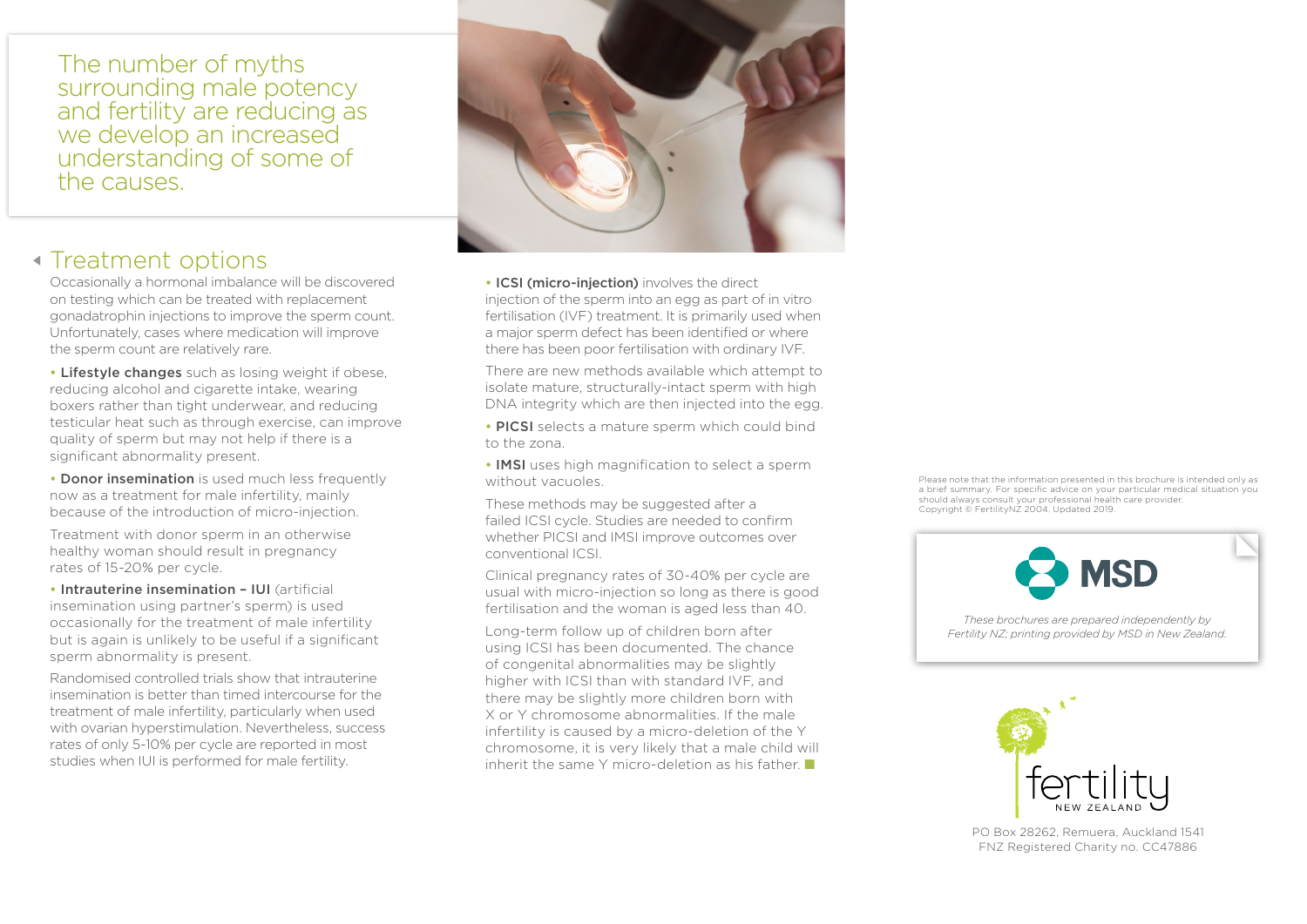The number of myths surrounding male potency and fertility are reducing as we develop an increased understanding of some of the causes.

## Treatment options

Occasionally a hormonal imbalance will be discovered on testing which can be treated with replacement gonadatrophin injections to improve the sperm count. Unfortunately, cases where medication will improve the sperm count are relatively rare.

- **Lifestyle changes** such as losing weight if obese, reducing alcohol and cigarette intake, wearing boxers rather than tight underwear, and reducing testicular heat such as through exercise, can improve quality of sperm but may not help if there is a significant abnormality present.

- **Donor insemination** is used much less frequently now as a treatment for male infertility, mainly because of the introduction of micro-injection.

Treatment with donor sperm in an otherwise healthy woman should result in pregnancy rates of 15-20% per cycle.

- **Intrauterine insemination – IUI** (artificial insemination using partner's sperm) is used occasionally for the treatment of male infertility but is again is unlikely to be useful if a significant sperm abnormality is present.

Randomised controlled trials show that intrauterine insemination is better than timed intercourse for the treatment of male infertility, particularly when used with ovarian hyperstimulation. Nevertheless, success rates of only 5-10% per cycle are reported in most studies when IUI is performed for male fertility.

- **ICSI (micro-injection)** involves the direct injection of the sperm into an egg as part of in vitro fertilisation (IVF) treatment. It is primarily used when a major sperm defect has been identified or where there has been poor fertilisation with ordinary IVF.

There are new methods available which attempt to isolate mature, structurally-intact sperm with high DNA integrity which are then injected into the egg.

- **PICSI** selects a mature sperm which could bind to the zona.

- **IMSI** uses high magnification to select a sperm without vacuoles.

These methods may be suggested after a failed ICSI cycle. Studies are needed to confirm whether PICSI and IMSI improve outcomes over conventional ICSI.

Clinical pregnancy rates of 30-40% per cycle are usual with micro-injection so long as there is good fertilisation and the woman is aged less than 40.

Long-term follow up of children born after using ICSI has been documented. The chance of congenital abnormalities may be slightly higher with ICSI than with standard IVF, and there may be slightly more children born with X or Y chromosome abnormalities. If the male infertility is caused by a micro-deletion of the Y chromosome, it is very likely that a male child will inherit the same Y micro-deletion as his father.

Please note that the information presented in this brochure is intended only as a brief summary. For specific advice on your particular medical situation you should always consult your professional health care provider.
Copyright © FertilityNZ 2004. Updated 2019.

MSD

*These brochures are prepared independently by Fertility NZ; printing provided by MSD in New Zealand.*

fertility NEW ZEALAND

PO Box 28262, Remuera, Auckland 1541
FNZ Registered Charity no. CC47886